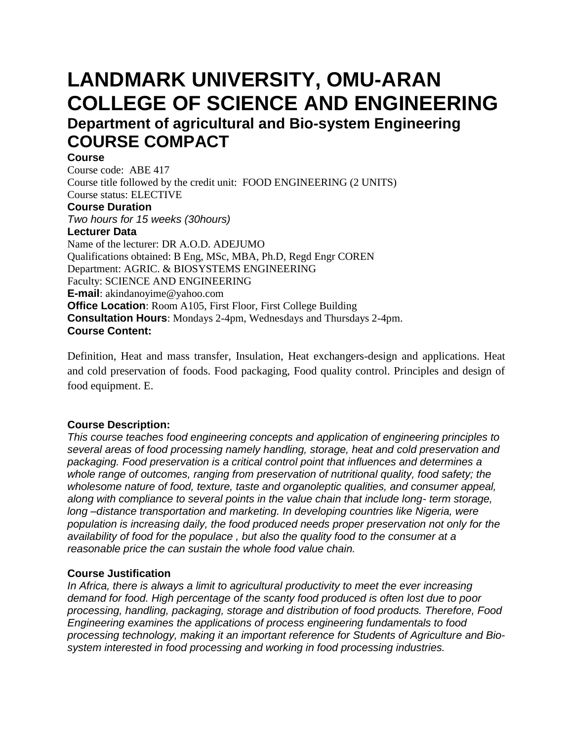# LANDMARK UNIVERSITY, OMU-ARAN COLLEGE OF SCIENCE AND ENGINEERING

## Department of agricultural and Bio-system Engineering

## COURSE COMPACT

**Course**

Course code: ABE 417
Course title followed by the credit unit: FOOD ENGINEERING (2 UNITS)
Course status: ELECTIVE

**Course Duration**

*Two hours for 15 weeks (30hours)*

**Lecturer Data**

Name of the lecturer: DR A.O.D. ADEJUMO
Qualifications obtained: B Eng, MSc, MBA, Ph.D, Regd Engr COREN
Department: AGRIC. & BIOSYSTEMS ENGINEERING
Faculty: SCIENCE AND ENGINEERING
**E-mail**: akindanoyime@yahoo.com
**Office Location**: Room A105, First Floor, First College Building
**Consultation Hours**: Mondays 2-4pm, Wednesdays and Thursdays 2-4pm.

**Course Content:**

Definition, Heat and mass transfer, Insulation, Heat exchangers-design and applications. Heat and cold preservation of foods. Food packaging, Food quality control. Principles and design of food equipment. E.

**Course Description:**

*This course teaches food engineering concepts and application of engineering principles to several areas of food processing namely handling, storage, heat and cold preservation and packaging. Food preservation is a critical control point that influences and determines a whole range of outcomes, ranging from preservation of nutritional quality, food safety; the wholesome nature of food, texture, taste and organoleptic qualities, and consumer appeal, along with compliance to several points in the value chain that include long- term storage, long –distance transportation and marketing. In developing countries like Nigeria, were population is increasing daily, the food produced needs proper preservation not only for the availability of food for the populace , but also the quality food to the consumer at a reasonable price the can sustain the whole food value chain.*

**Course Justification**

*In Africa, there is always a limit to agricultural productivity to meet the ever increasing demand for food. High percentage of the scanty food produced is often lost due to poor processing, handling, packaging, storage and distribution of food products. Therefore, Food Engineering examines the applications of process engineering fundamentals to food processing technology, making it an important reference for Students of Agriculture and Bio-system interested in food processing and working in food processing industries.*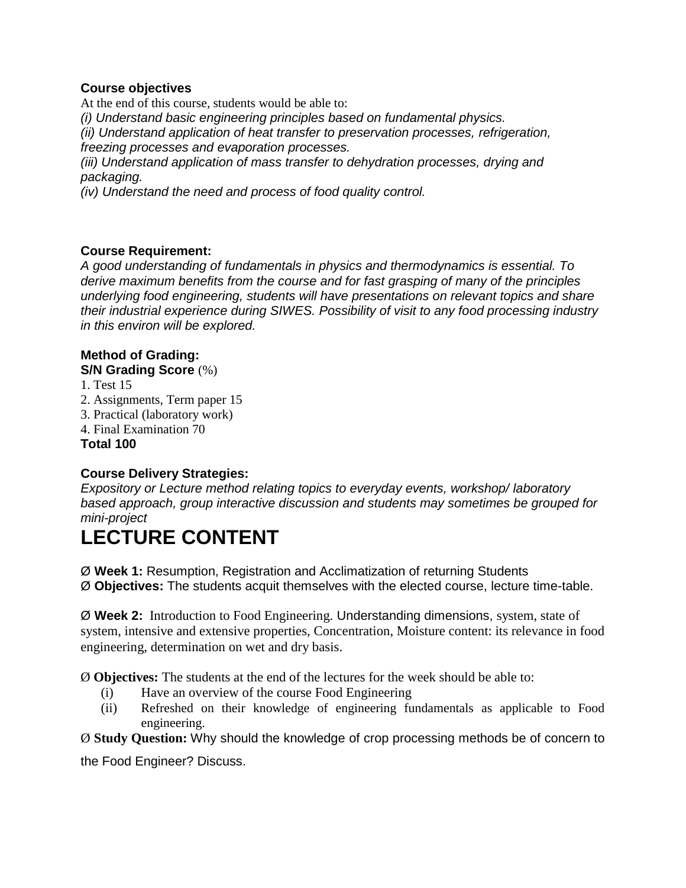**Course objectives**

At the end of this course, students would be able to:

*(i) Understand basic engineering principles based on fundamental physics.*

*(ii) Understand application of heat transfer to preservation processes, refrigeration, freezing processes and evaporation processes.*

*(iii) Understand application of mass transfer to dehydration processes, drying and packaging.*

*(iv) Understand the need and process of food quality control.*

**Course Requirement:**

*A good understanding of fundamentals in physics and thermodynamics is essential. To derive maximum benefits from the course and for fast grasping of many of the principles underlying food engineering, students will have presentations on relevant topics and share their industrial experience during SIWES. Possibility of visit to any food processing industry in this environ will be explored.*

**Method of Grading:**

**S/N Grading Score** (%)

1. Test 15
2. Assignments, Term paper 15
3. Practical (laboratory work)
4. Final Examination 70

**Total 100**

**Course Delivery Strategies:**

*Expository or Lecture method relating topics to everyday events, workshop/ laboratory based approach, group interactive discussion and students may sometimes be grouped for mini-project*

# LECTURE CONTENT

Ø **Week 1:** Resumption, Registration and Acclimatization of returning Students

Ø **Objectives:** The students acquit themselves with the elected course, lecture time-table.

Ø **Week 2:** Introduction to Food Engineering. Understanding dimensions, system, state of system, intensive and extensive properties, Concentration, Moisture content: its relevance in food engineering, determination on wet and dry basis.

Ø **Objectives:** The students at the end of the lectures for the week should be able to:

(i) Have an overview of the course Food Engineering

(ii) Refreshed on their knowledge of engineering fundamentals as applicable to Food engineering.

Ø **Study Question:** Why should the knowledge of crop processing methods be of concern to the Food Engineer? Discuss.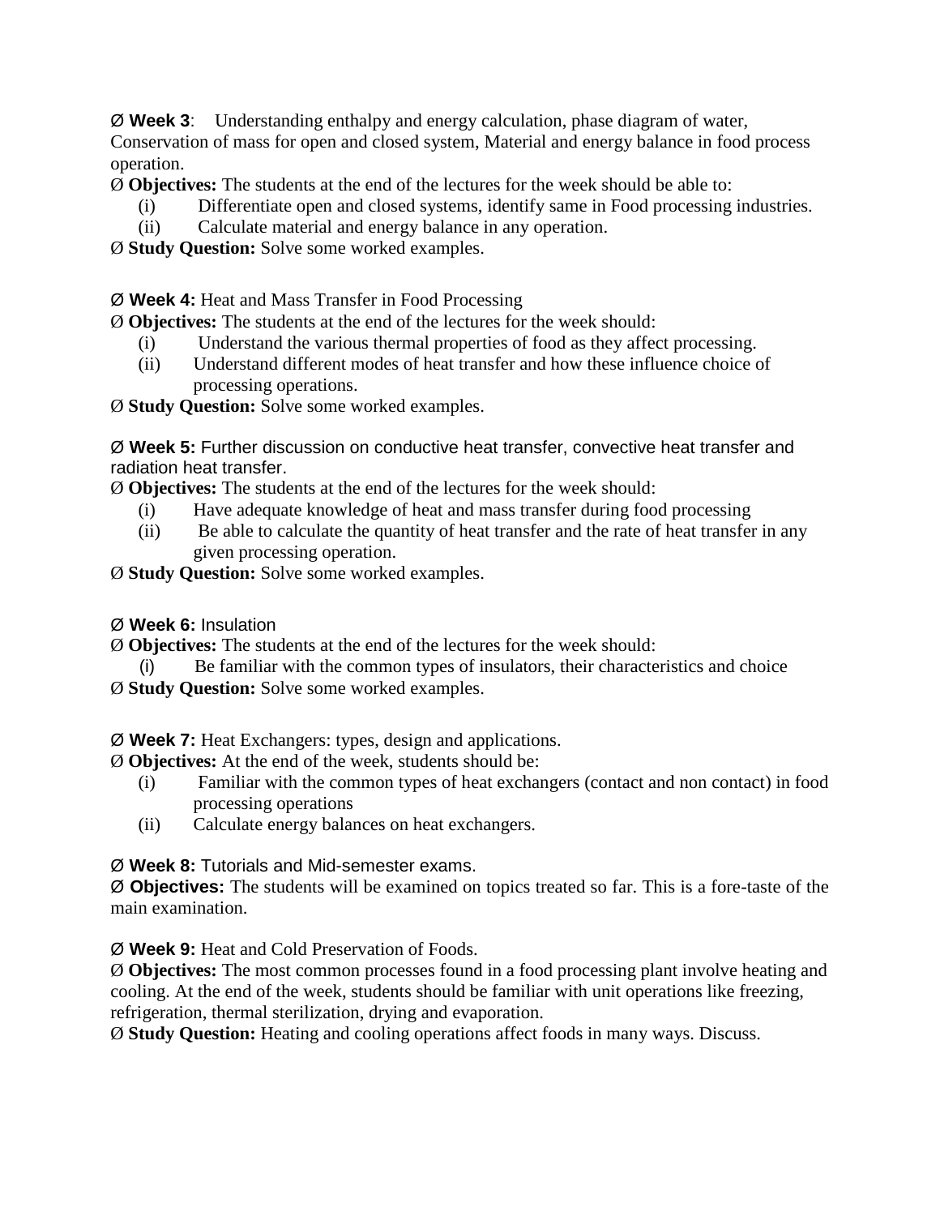Ø **Week 3**: Understanding enthalpy and energy calculation, phase diagram of water, Conservation of mass for open and closed system, Material and energy balance in food process operation.

Ø **Objectives:** The students at the end of the lectures for the week should be able to:

(i) Differentiate open and closed systems, identify same in Food processing industries.

(ii) Calculate material and energy balance in any operation.

Ø **Study Question:** Solve some worked examples.

Ø **Week 4:** Heat and Mass Transfer in Food Processing

Ø **Objectives:** The students at the end of the lectures for the week should:

(i) Understand the various thermal properties of food as they affect processing.

(ii) Understand different modes of heat transfer and how these influence choice of processing operations.

Ø **Study Question:** Solve some worked examples.

Ø **Week 5:** Further discussion on conductive heat transfer, convective heat transfer and radiation heat transfer.

Ø **Objectives:** The students at the end of the lectures for the week should:

(i) Have adequate knowledge of heat and mass transfer during food processing

(ii) Be able to calculate the quantity of heat transfer and the rate of heat transfer in any given processing operation.

Ø **Study Question:** Solve some worked examples.

Ø **Week 6:** Insulation

Ø **Objectives:** The students at the end of the lectures for the week should:

(i) Be familiar with the common types of insulators, their characteristics and choice

Ø **Study Question:** Solve some worked examples.

Ø **Week 7:** Heat Exchangers: types, design and applications.

Ø **Objectives:** At the end of the week, students should be:

(i) Familiar with the common types of heat exchangers (contact and non contact) in food processing operations

(ii) Calculate energy balances on heat exchangers.

Ø **Week 8:** Tutorials and Mid-semester exams.

Ø **Objectives:** The students will be examined on topics treated so far. This is a fore-taste of the main examination.

Ø **Week 9:** Heat and Cold Preservation of Foods.

Ø **Objectives:** The most common processes found in a food processing plant involve heating and cooling. At the end of the week, students should be familiar with unit operations like freezing, refrigeration, thermal sterilization, drying and evaporation.

Ø **Study Question:** Heating and cooling operations affect foods in many ways. Discuss.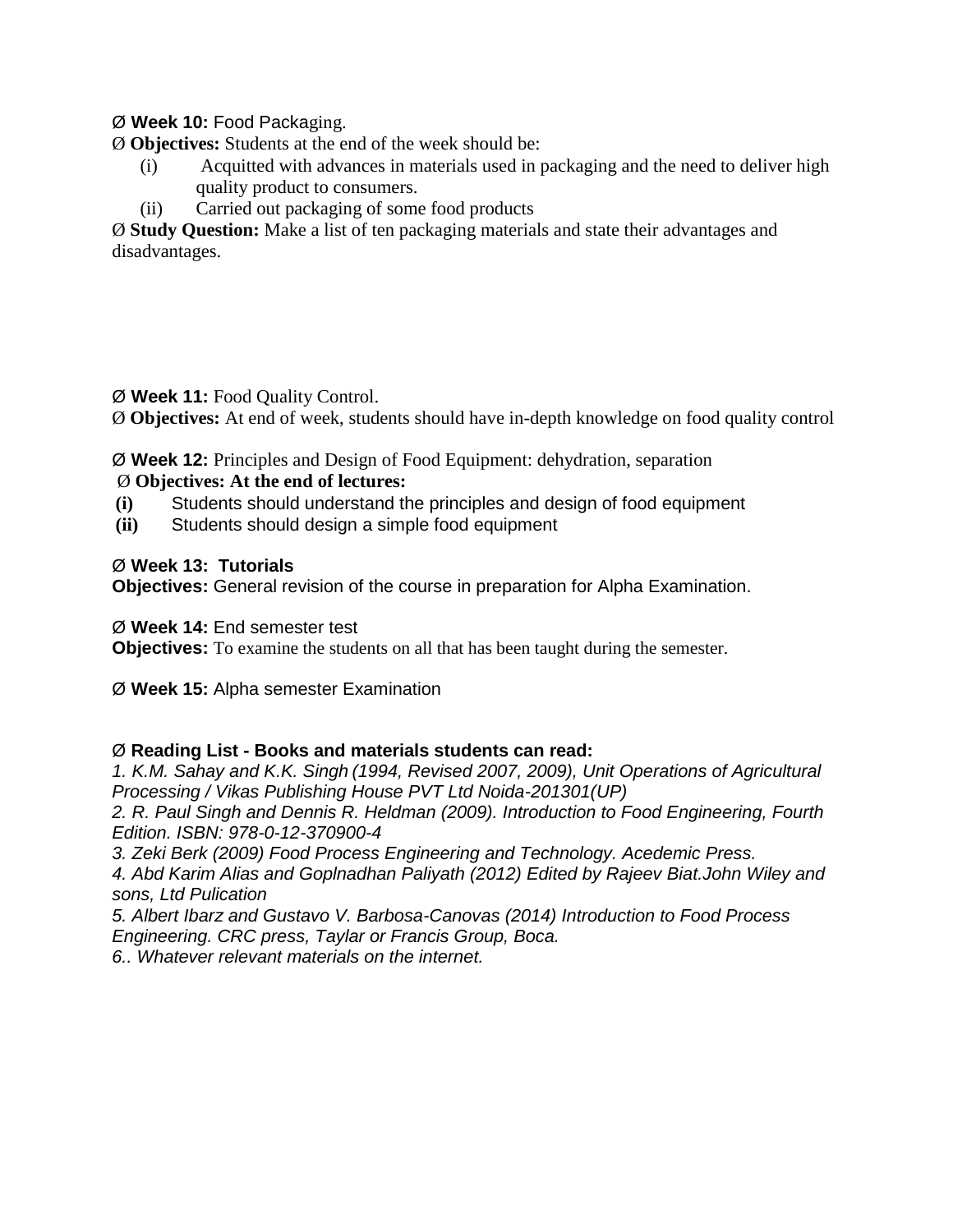Ø **Week 10:** Food Packaging.

Ø **Objectives:** Students at the end of the week should be:

(i) Acquitted with advances in materials used in packaging and the need to deliver high quality product to consumers.

(ii) Carried out packaging of some food products

Ø **Study Question:** Make a list of ten packaging materials and state their advantages and disadvantages.

Ø **Week 11:** Food Quality Control.

Ø **Objectives:** At end of week, students should have in-depth knowledge on food quality control

Ø **Week 12:** Principles and Design of Food Equipment: dehydration, separation

Ø **Objectives: At the end of lectures:**

**(i)** Students should understand the principles and design of food equipment

**(ii)** Students should design a simple food equipment

Ø **Week 13: Tutorials**

**Objectives:** General revision of the course in preparation for Alpha Examination.

Ø **Week 14:** End semester test

**Objectives:** To examine the students on all that has been taught during the semester.

Ø **Week 15:** Alpha semester Examination

Ø **Reading List - Books and materials students can read:**

*1. K.M. Sahay and K.K. Singh (1994, Revised 2007, 2009), Unit Operations of Agricultural Processing / Vikas Publishing House PVT Ltd Noida-201301(UP)*

*2. R. Paul Singh and Dennis R. Heldman (2009). Introduction to Food Engineering, Fourth Edition. ISBN: 978-0-12-370900-4*

*3. Zeki Berk (2009) Food Process Engineering and Technology. Acedemic Press.*

*4. Abd Karim Alias and Goplnadhan Paliyath (2012) Edited by Rajeev Biat.John Wiley and sons, Ltd Pulication*

*5. Albert Ibarz and Gustavo V. Barbosa-Canovas (2014) Introduction to Food Process Engineering. CRC press, Taylar or Francis Group, Boca.*

*6.. Whatever relevant materials on the internet.*